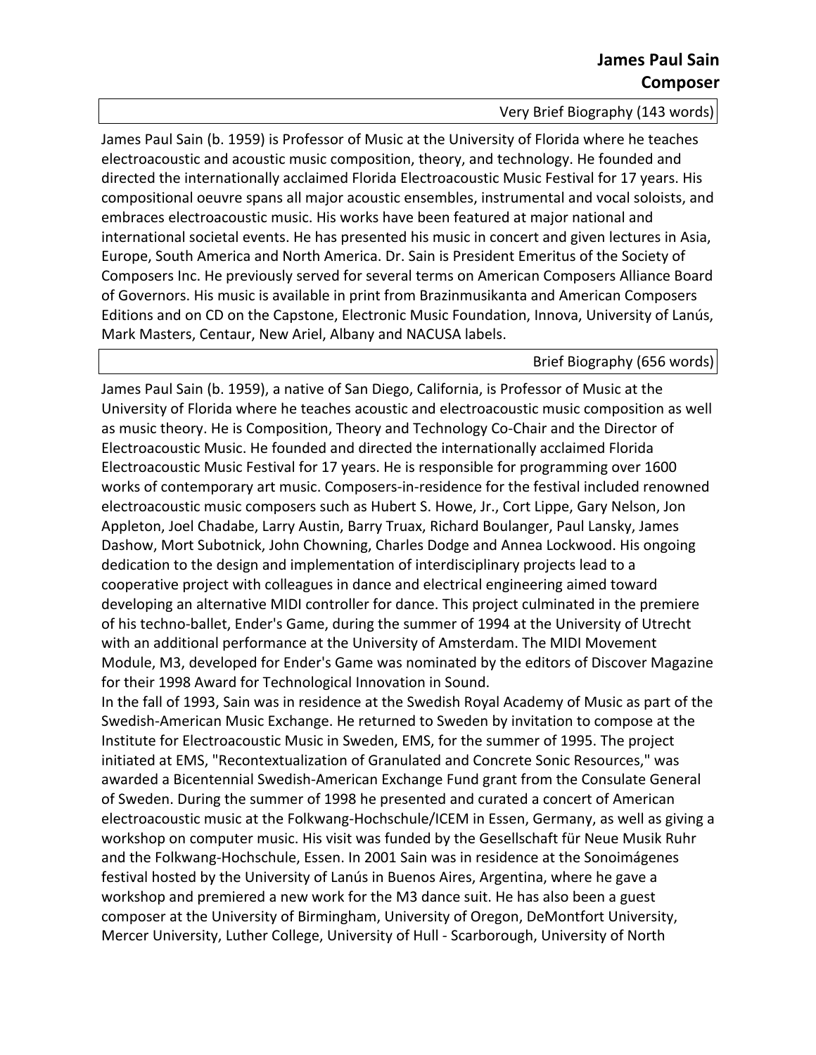# James Paul Sain
## Composer

### Very Brief Biography (143 words)

James Paul Sain (b. 1959) is Professor of Music at the University of Florida where he teaches electroacoustic and acoustic music composition, theory, and technology. He founded and directed the internationally acclaimed Florida Electroacoustic Music Festival for 17 years. His compositional oeuvre spans all major acoustic ensembles, instrumental and vocal soloists, and embraces electroacoustic music. His works have been featured at major national and international societal events. He has presented his music in concert and given lectures in Asia, Europe, South America and North America. Dr. Sain is President Emeritus of the Society of Composers Inc. He previously served for several terms on American Composers Alliance Board of Governors. His music is available in print from Brazinmusikanta and American Composers Editions and on CD on the Capstone, Electronic Music Foundation, Innova, University of Lanús, Mark Masters, Centaur, New Ariel, Albany and NACUSA labels.

### Brief Biography (656 words)

James Paul Sain (b. 1959), a native of San Diego, California, is Professor of Music at the University of Florida where he teaches acoustic and electroacoustic music composition as well as music theory. He is Composition, Theory and Technology Co-Chair and the Director of Electroacoustic Music. He founded and directed the internationally acclaimed Florida Electroacoustic Music Festival for 17 years. He is responsible for programming over 1600 works of contemporary art music. Composers-in-residence for the festival included renowned electroacoustic music composers such as Hubert S. Howe, Jr., Cort Lippe, Gary Nelson, Jon Appleton, Joel Chadabe, Larry Austin, Barry Truax, Richard Boulanger, Paul Lansky, James Dashow, Mort Subotnick, John Chowning, Charles Dodge and Annea Lockwood. His ongoing dedication to the design and implementation of interdisciplinary projects lead to a cooperative project with colleagues in dance and electrical engineering aimed toward developing an alternative MIDI controller for dance. This project culminated in the premiere of his techno-ballet, Ender's Game, during the summer of 1994 at the University of Utrecht with an additional performance at the University of Amsterdam. The MIDI Movement Module, M3, developed for Ender's Game was nominated by the editors of Discover Magazine for their 1998 Award for Technological Innovation in Sound.

In the fall of 1993, Sain was in residence at the Swedish Royal Academy of Music as part of the Swedish-American Music Exchange. He returned to Sweden by invitation to compose at the Institute for Electroacoustic Music in Sweden, EMS, for the summer of 1995. The project initiated at EMS, "Recontextualization of Granulated and Concrete Sonic Resources," was awarded a Bicentennial Swedish-American Exchange Fund grant from the Consulate General of Sweden. During the summer of 1998 he presented and curated a concert of American electroacoustic music at the Folkwang-Hochschule/ICEM in Essen, Germany, as well as giving a workshop on computer music. His visit was funded by the Gesellschaft für Neue Musik Ruhr and the Folkwang-Hochschule, Essen. In 2001 Sain was in residence at the Sonoimágenes festival hosted by the University of Lanús in Buenos Aires, Argentina, where he gave a workshop and premiered a new work for the M3 dance suit. He has also been a guest composer at the University of Birmingham, University of Oregon, DeMontfort University, Mercer University, Luther College, University of Hull - Scarborough, University of North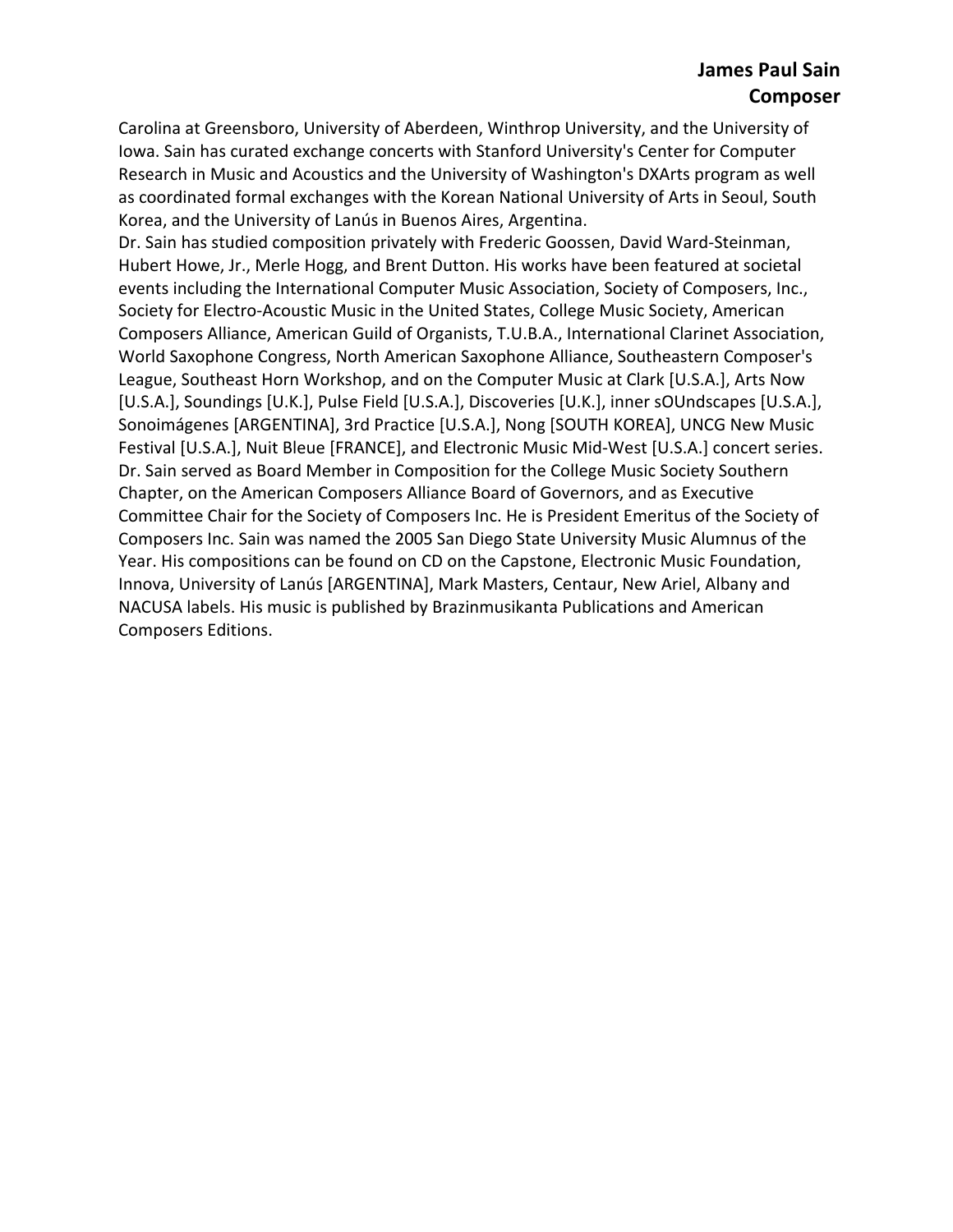Carolina at Greensboro, University of Aberdeen, Winthrop University, and the University of Iowa. Sain has curated exchange concerts with Stanford University's Center for Computer Research in Music and Acoustics and the University of Washington's DXArts program as well as coordinated formal exchanges with the Korean National University of Arts in Seoul, South Korea, and the University of Lanús in Buenos Aires, Argentina.

Dr. Sain has studied composition privately with Frederic Goossen, David Ward-Steinman, Hubert Howe, Jr., Merle Hogg, and Brent Dutton. His works have been featured at societal events including the International Computer Music Association, Society of Composers, Inc., Society for Electro-Acoustic Music in the United States, College Music Society, American Composers Alliance, American Guild of Organists, T.U.B.A., International Clarinet Association, World Saxophone Congress, North American Saxophone Alliance, Southeastern Composer's League, Southeast Horn Workshop, and on the Computer Music at Clark [U.S.A.], Arts Now [U.S.A.], Soundings [U.K.], Pulse Field [U.S.A.], Discoveries [U.K.], inner sOUndscapes [U.S.A.], Sonoimágenes [ARGENTINA], 3rd Practice [U.S.A.], Nong [SOUTH KOREA], UNCG New Music Festival [U.S.A.], Nuit Bleue [FRANCE], and Electronic Music Mid-West [U.S.A.] concert series.

Dr. Sain served as Board Member in Composition for the College Music Society Southern Chapter, on the American Composers Alliance Board of Governors, and as Executive Committee Chair for the Society of Composers Inc. He is President Emeritus of the Society of Composers Inc. Sain was named the 2005 San Diego State University Music Alumnus of the Year. His compositions can be found on CD on the Capstone, Electronic Music Foundation, Innova, University of Lanús [ARGENTINA], Mark Masters, Centaur, New Ariel, Albany and NACUSA labels. His music is published by Brazinmusikanta Publications and American Composers Editions.